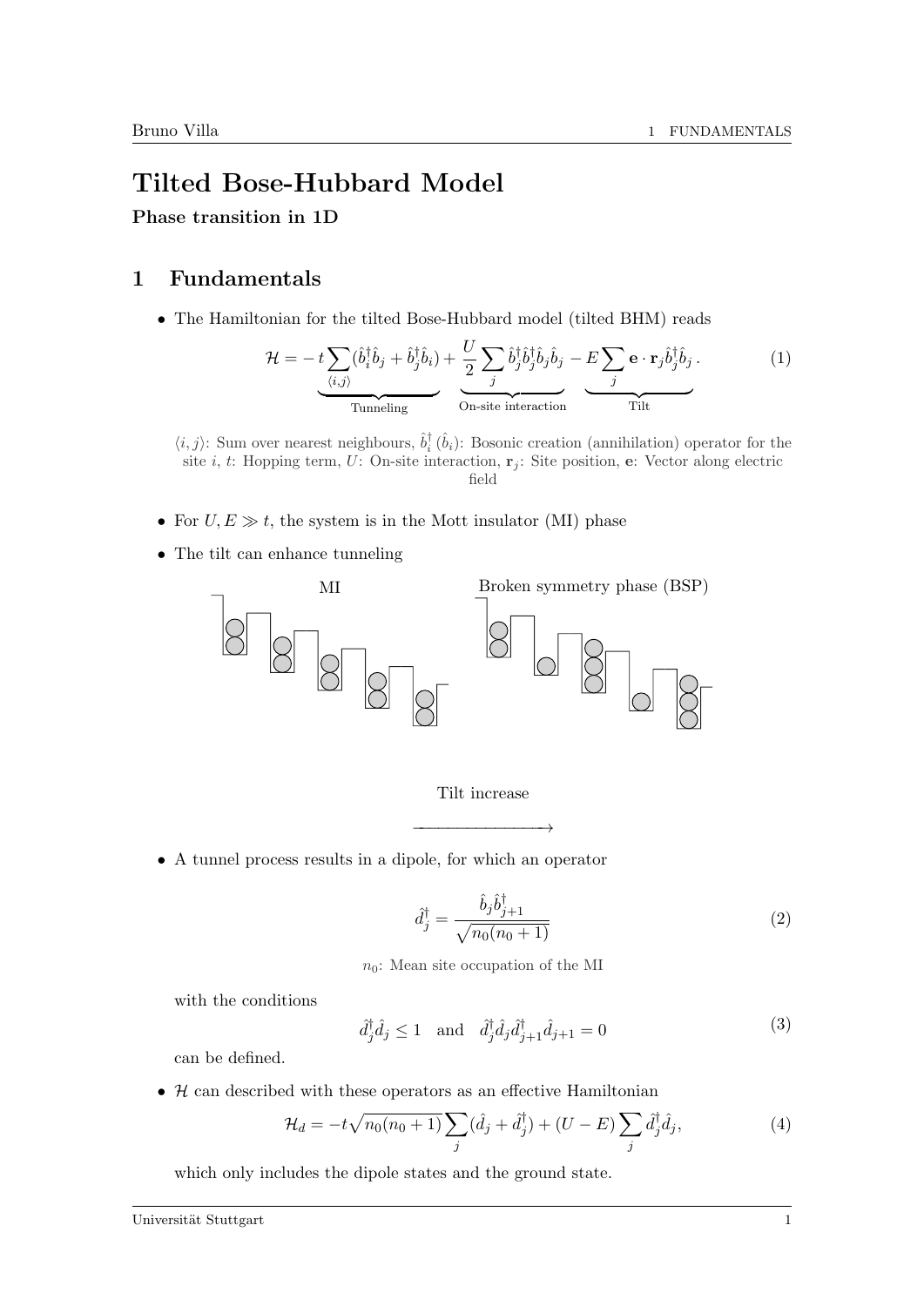// Tilted Bose-Hubbard Model

**Phase transition in 1D**

## 1 Fundamentals

- The Hamiltonian for the tilted Bose-Hubbard model (tilted BHM) reads

$$\mathcal{H} = \underbrace{-t\sum_{\langle i,j\rangle}(\hat{b}_i^\dagger \hat{b}_j + \hat{b}_j^\dagger \hat{b}_i)}_{\text{Tunneling}} + \underbrace{\frac{U}{2}\sum_j \hat{b}_j^\dagger \hat{b}_j^\dagger \hat{b}_j \hat{b}_j}_{\text{On-site interaction}} \underbrace{- E\sum_j \mathbf{e}\cdot\mathbf{r}_j \hat{b}_j^\dagger \hat{b}_j}_{\text{Tilt}}\,. \tag{1}$$

$\langle i,j\rangle$: Sum over nearest neighbours, $\hat{b}_i^\dagger$ ($\hat{b}_i$): Bosonic creation (annihilation) operator for the site $i$, $t$: Hopping term, $U$: On-site interaction, $\mathbf{r}_j$: Site position, $\mathbf{e}$: Vector along electric field

- For $U, E \gg t$, the system is in the Mott insulator (MI) phase
- The tilt can enhance tunneling

MI — Broken symmetry phase (BSP)

Tilt increase

- A tunnel process results in a dipole, for which an operator

$$\hat{d}_j^\dagger = \frac{\hat{b}_j \hat{b}_{j+1}^\dagger}{\sqrt{n_0(n_0+1)}} \tag{2}$$

$n_0$: Mean site occupation of the MI

with the conditions

$$\hat{d}_j^\dagger \hat{d}_j \leq 1 \quad \text{and} \quad \hat{d}_j^\dagger \hat{d}_j \hat{d}_{j+1}^\dagger \hat{d}_{j+1} = 0 \tag{3}$$

can be defined.

- $\mathcal{H}$ can described with these operators as an effective Hamiltonian

$$\mathcal{H}_d = -t\sqrt{n_0(n_0+1)}\sum_j(\hat{d}_j + \hat{d}_j^\dagger) + (U-E)\sum_j \hat{d}_j^\dagger \hat{d}_j, \tag{4}$$

which only includes the dipole states and the ground state.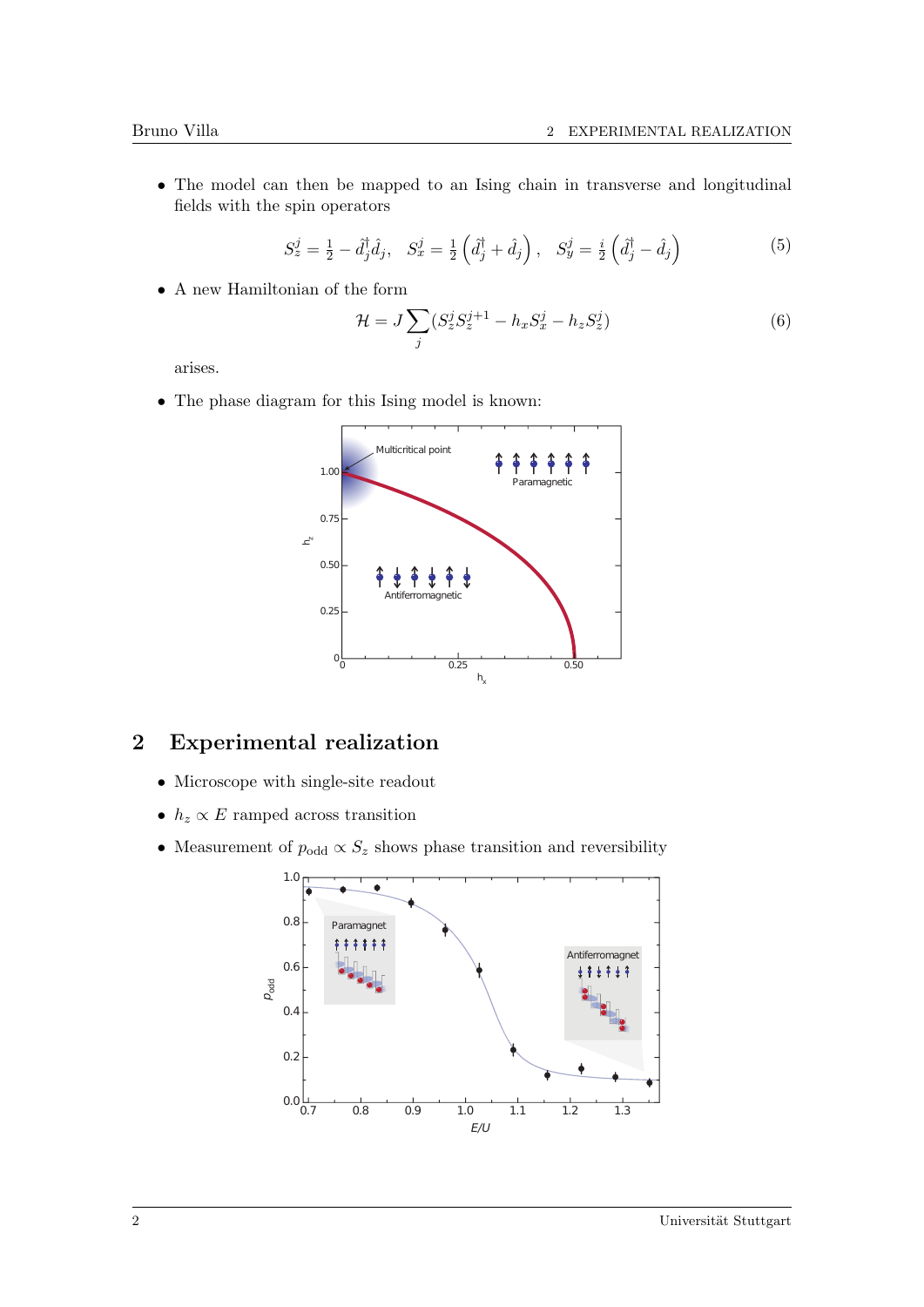- The model can then be mapped to an Ising chain in transverse and longitudinal fields with the spin operators

$$S_z^j = \frac{1}{2} - \hat{d}_j^\dagger \hat{d}_j, \quad S_x^j = \frac{1}{2}\left(\hat{d}_j^\dagger + \hat{d}_j\right), \quad S_y^j = \frac{i}{2}\left(\hat{d}_j^\dagger - \hat{d}_j\right) \tag{5}$$

- A new Hamiltonian of the form

$$\mathcal{H} = J\sum_j (S_z^j S_z^{j+1} - h_x S_x^j - h_z S_z^j) \tag{6}$$

  arises.

- The phase diagram for this Ising model is known:

Multicritical point
Paramagnetic
Antiferromagnetic
$h_z$
1.00
0.75
0.50
0.25
0
0
0.25
0.50
$h_x$

## 2 Experimental realization

- Microscope with single-site readout
- $h_z \propto E$ ramped across transition
- Measurement of $p_{\mathrm{odd}} \propto S_z$ shows phase transition and reversibility

Paramagnet
Antiferromagnet
$p_{\mathrm{odd}}$
1.0
0.8
0.6
0.4
0.2
0.0
0.7
0.8
0.9
1.0
1.1
1.2
1.3
$E/U$